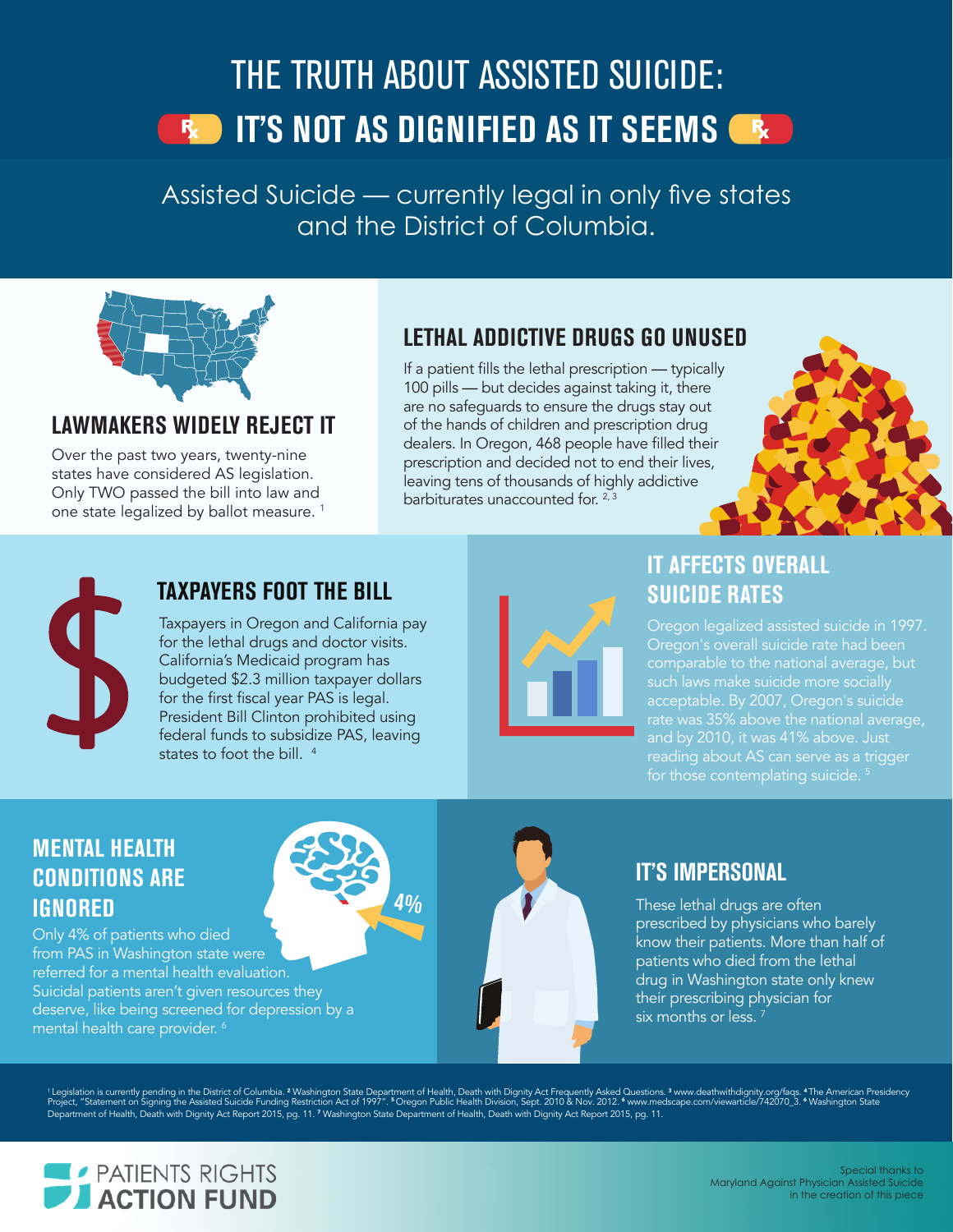# THE TRUTH ABOUT ASSISTED SUICIDE:
# IT'S NOT AS DIGNIFIED AS IT SEEMS

Assisted Suicide — currently legal in only five states and the District of Columbia.

## LAWMAKERS WIDELY REJECT IT

Over the past two years, twenty-nine states have considered AS legislation. Only TWO passed the bill into law and one state legalized by ballot measure. [1]

## LETHAL ADDICTIVE DRUGS GO UNUSED

If a patient fills the lethal prescription — typically 100 pills — but decides against taking it, there are no safeguards to ensure the drugs stay out of the hands of children and prescription drug dealers. In Oregon, 468 people have filled their prescription and decided not to end their lives, leaving tens of thousands of highly addictive barbiturates unaccounted for. [2, 3]

## TAXPAYERS FOOT THE BILL

Taxpayers in Oregon and California pay for the lethal drugs and doctor visits. California's Medicaid program has budgeted $2.3 million taxpayer dollars for the first fiscal year PAS is legal. President Bill Clinton prohibited using federal funds to subsidize PAS, leaving states to foot the bill. [4]

## IT AFFECTS OVERALL SUICIDE RATES

Oregon legalized assisted suicide in 1997. Oregon's overall suicide rate had been comparable to the national average, but such laws make suicide more socially acceptable. By 2007, Oregon's suicide rate was 35% above the national average, and by 2010, it was 41% above. Just reading about AS can serve as a trigger for those contemplating suicide. [5]

## MENTAL HEALTH CONDITIONS ARE IGNORED

4%

Only 4% of patients who died from PAS in Washington state were referred for a mental health evaluation. Suicidal patients aren't given resources they deserve, like being screened for depression by a mental health care provider. [6]

## IT'S IMPERSONAL

These lethal drugs are often prescribed by physicians who barely know their patients. More than half of patients who died from the lethal drug in Washington state only knew their prescribing physician for six months or less. [7]

[1] Legislation is currently pending in the District of Columbia. [2] Washington State Department of Health, Death with Dignity Act Frequently Asked Questions. [3] www.deathwithdignity.org/faqs. [4] The American Presidency Project, "Statement on Signing the Assisted Suicide Funding Restriction Act of 1997". [5] Oregon Public Health Division, Sept. 2010 & Nov. 2012. [6] www.medscape.com/viewarticle/742070_3. [6] Washington State Department of Health, Death with Dignity Act Report 2015, pg. 11. [7] Washington State Department of Health, Death with Dignity Act Report 2015, pg. 11.

PATIENTS RIGHTS ACTION FUND

Special thanks to Maryland Against Physician Assisted Suicide in the creation of this piece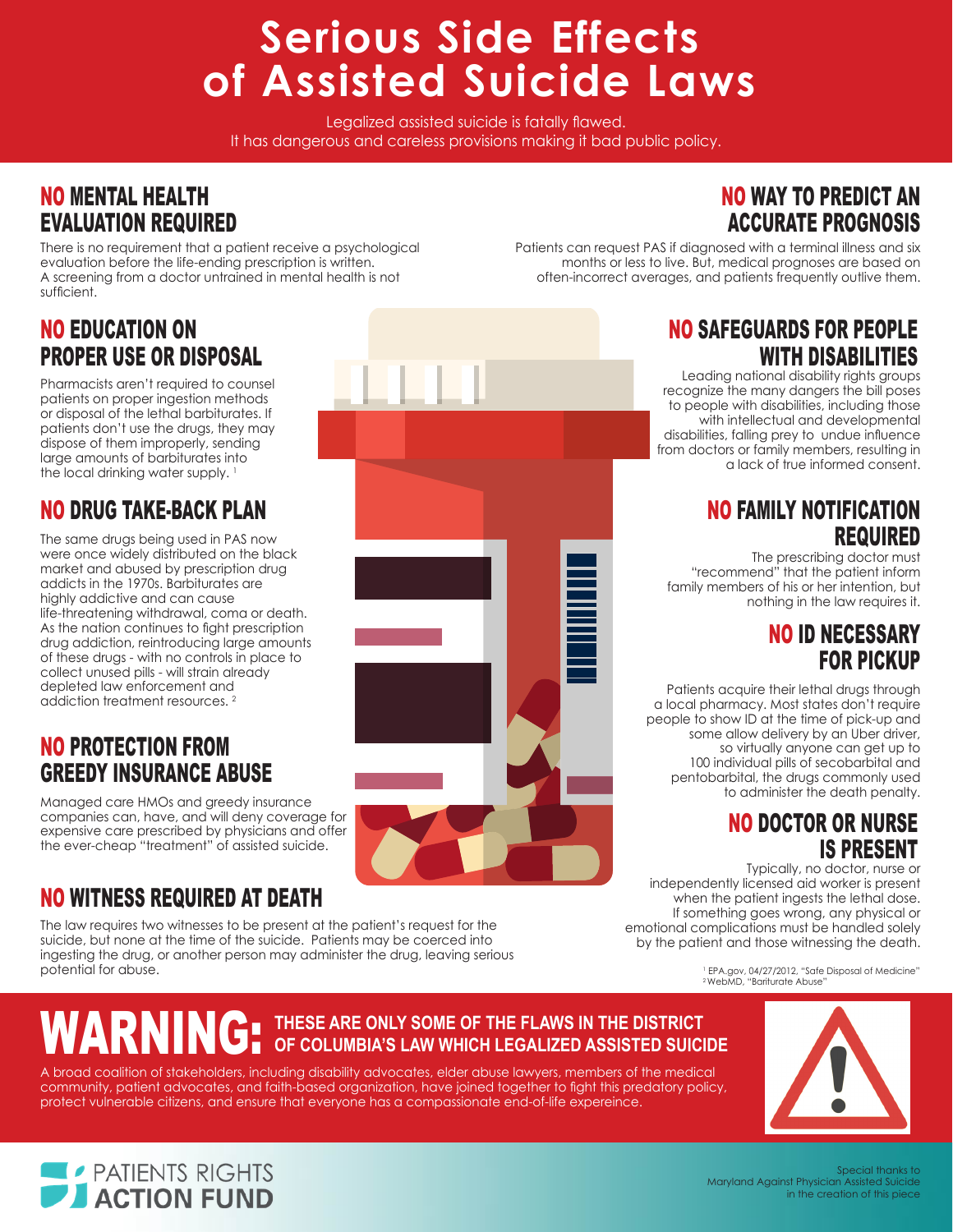# Serious Side Effects of Assisted Suicide Laws

Legalized assisted suicide is fatally flawed.
It has dangerous and careless provisions making it bad public policy.

## NO MENTAL HEALTH EVALUATION REQUIRED

There is no requirement that a patient receive a psychological evaluation before the life-ending prescription is written. A screening from a doctor untrained in mental health is not sufficient.

## NO WAY TO PREDICT AN ACCURATE PROGNOSIS

Patients can request PAS if diagnosed with a terminal illness and six months or less to live. But, medical prognoses are based on often-incorrect averages, and patients frequently outlive them.

## NO EDUCATION ON PROPER USE OR DISPOSAL

Pharmacists aren't required to counsel patients on proper ingestion methods or disposal of the lethal barbiturates. If patients don't use the drugs, they may dispose of them improperly, sending large amounts of barbiturates into the local drinking water supply. [1]

## NO SAFEGUARDS FOR PEOPLE WITH DISABILITIES

Leading national disability rights groups recognize the many dangers the bill poses to people with disabilities, including those with intellectual and developmental disabilities, falling prey to undue influence from doctors or family members, resulting in a lack of true informed consent.

## NO DRUG TAKE-BACK PLAN

The same drugs being used in PAS now were once widely distributed on the black market and abused by prescription drug addicts in the 1970s. Barbiturates are highly addictive and can cause life-threatening withdrawal, coma or death. As the nation continues to fight prescription drug addiction, reintroducing large amounts of these drugs - with no controls in place to collect unused pills - will strain already depleted law enforcement and addiction treatment resources. [2]

## NO FAMILY NOTIFICATION REQUIRED

The prescribing doctor must "recommend" that the patient inform family members of his or her intention, but nothing in the law requires it.

## NO ID NECESSARY FOR PICKUP

Patients acquire their lethal drugs through a local pharmacy. Most states don't require people to show ID at the time of pick-up and some allow delivery by an Uber driver, so virtually anyone can get up to 100 individual pills of secobarbital and pentobarbital, the drugs commonly used to administer the death penalty.

## NO PROTECTION FROM GREEDY INSURANCE ABUSE

Managed care HMOs and greedy insurance companies can, have, and will deny coverage for expensive care prescribed by physicians and offer the ever-cheap "treatment" of assisted suicide.

## NO DOCTOR OR NURSE IS PRESENT

Typically, no doctor, nurse or independently licensed aid worker is present when the patient ingests the lethal dose. If something goes wrong, any physical or emotional complications must be handled solely by the patient and those witnessing the death.

## NO WITNESS REQUIRED AT DEATH

The law requires two witnesses to be present at the patient's request for the suicide, but none at the time of the suicide. Patients may be coerced into ingesting the drug, or another person may administer the drug, leaving serious potential for abuse.

[1] EPA.gov, 04/27/2012, "Safe Disposal of Medicine"
[2] WebMD, "Bariturate Abuse"

## WARNING: THESE ARE ONLY SOME OF THE FLAWS IN THE DISTRICT OF COLUMBIA'S LAW WHICH LEGALIZED ASSISTED SUICIDE

A broad coalition of stakeholders, including disability advocates, elder abuse lawyers, members of the medical community, patient advocates, and faith-based organization, have joined together to fight this predatory policy, protect vulnerable citizens, and ensure that everyone has a compassionate end-of-life expereince.

PATIENTS RIGHTS ACTION FUND

Special thanks to Maryland Against Physician Assisted Suicide in the creation of this piece